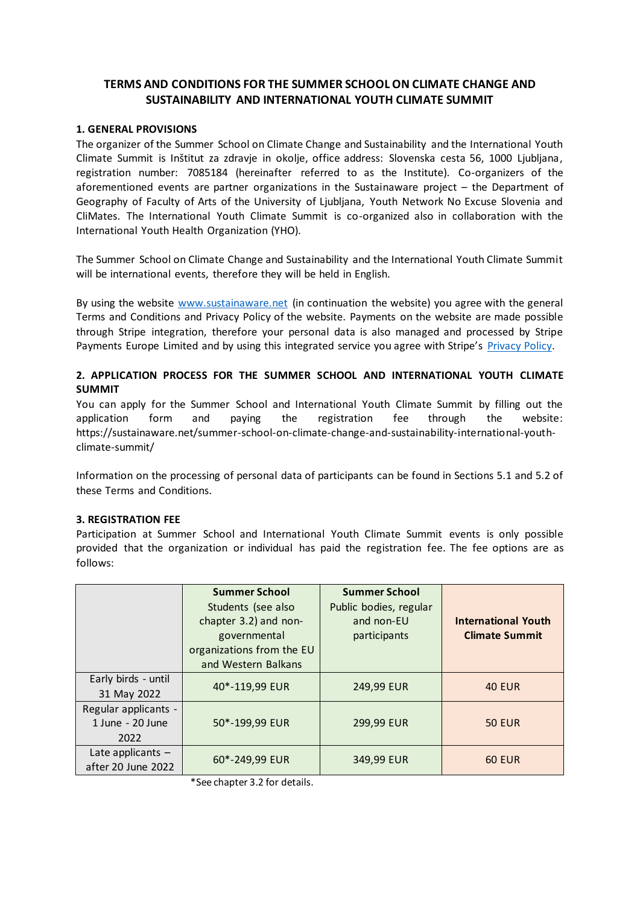# TERMS AND CONDITIONS FOR THE SUMMER SCHOOL ON CLIMATE CHANGE AND SUSTAINABILITY AND INTERNATIONAL YOUTH CLIMATE SUMMIT

## 1. GENERAL PROVISIONS

The organizer of the Summer School on Climate Change and Sustainability and the International Youth Climate Summit is Inštitut za zdravje in okolje, office address: Slovenska cesta 56, 1000 Ljubljana, registration number: 7085184 (hereinafter referred to as the Institute). Co-organizers of the aforementioned events are partner organizations in the Sustainaware project – the Department of Geography of Faculty of Arts of the University of Ljubljana, Youth Network No Excuse Slovenia and CliMates. The International Youth Climate Summit is co-organized also in collaboration with the International Youth Health Organization (YHO).

The Summer School on Climate Change and Sustainability and the International Youth Climate Summit will be international events, therefore they will be held in English.

By using the website [www.sustainaware.net](http://www.sustainaware.net) (in continuation the website) you agree with the general Terms and Conditions and Privacy Policy of the website. Payments on the website are made possible through Stripe integration, therefore your personal data is also managed and processed by Stripe Payments Europe Limited and by using this integrated service you agree with Stripe's Privacy Policy.

## 2. APPLICATION PROCESS FOR THE SUMMER SCHOOL AND INTERNATIONAL YOUTH CLIMATE SUMMIT

You can apply for the Summer School and International Youth Climate Summit by filling out the application form and paying the registration fee through the website: https://sustainaware.net/summer-school-on-climate-change-and-sustainability-international-youth-climate-summit/

Information on the processing of personal data of participants can be found in Sections 5.1 and 5.2 of these Terms and Conditions.

## 3. REGISTRATION FEE

Participation at Summer School and International Youth Climate Summit events is only possible provided that the organization or individual has paid the registration fee. The fee options are as follows:

| | **Summer School** Students (see also chapter 3.2) and non-governmental organizations from the EU and Western Balkans | **Summer School** Public bodies, regular and non-EU participants | **International Youth Climate Summit** |
|---|---|---|---|
| Early birds - until 31 May 2022 | 40*-119,99 EUR | 249,99 EUR | 40 EUR |
| Regular applicants - 1 June - 20 June 2022 | 50*-199,99 EUR | 299,99 EUR | 50 EUR |
| Late applicants – after 20 June 2022 | 60*-249,99 EUR | 349,99 EUR | 60 EUR |

*See chapter 3.2 for details.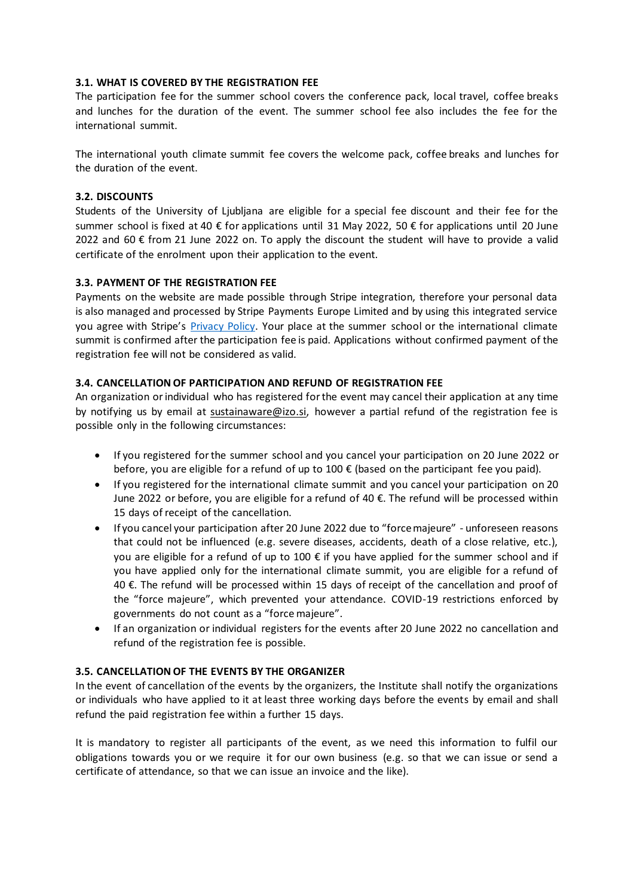### 3.1. WHAT IS COVERED BY THE REGISTRATION FEE

The participation fee for the summer school covers the conference pack, local travel, coffee breaks and lunches for the duration of the event. The summer school fee also includes the fee for the international summit.

The international youth climate summit fee covers the welcome pack, coffee breaks and lunches for the duration of the event.

### 3.2. DISCOUNTS

Students of the University of Ljubljana are eligible for a special fee discount and their fee for the summer school is fixed at 40 € for applications until 31 May 2022, 50 € for applications until 20 June 2022 and 60 € from 21 June 2022 on. To apply the discount the student will have to provide a valid certificate of the enrolment upon their application to the event.

### 3.3. PAYMENT OF THE REGISTRATION FEE

Payments on the website are made possible through Stripe integration, therefore your personal data is also managed and processed by Stripe Payments Europe Limited and by using this integrated service you agree with Stripe's Privacy Policy. Your place at the summer school or the international climate summit is confirmed after the participation fee is paid. Applications without confirmed payment of the registration fee will not be considered as valid.

### 3.4. CANCELLATION OF PARTICIPATION AND REFUND OF REGISTRATION FEE

An organization or individual who has registered for the event may cancel their application at any time by notifying us by email at sustainaware@izo.si, however a partial refund of the registration fee is possible only in the following circumstances:

- If you registered for the summer school and you cancel your participation on 20 June 2022 or before, you are eligible for a refund of up to 100 € (based on the participant fee you paid).
- If you registered for the international climate summit and you cancel your participation on 20 June 2022 or before, you are eligible for a refund of 40 €. The refund will be processed within 15 days of receipt of the cancellation.
- If you cancel your participation after 20 June 2022 due to "force majeure" - unforeseen reasons that could not be influenced (e.g. severe diseases, accidents, death of a close relative, etc.), you are eligible for a refund of up to 100 € if you have applied for the summer school and if you have applied only for the international climate summit, you are eligible for a refund of 40 €. The refund will be processed within 15 days of receipt of the cancellation and proof of the "force majeure", which prevented your attendance. COVID-19 restrictions enforced by governments do not count as a "force majeure".
- If an organization or individual registers for the events after 20 June 2022 no cancellation and refund of the registration fee is possible.

### 3.5. CANCELLATION OF THE EVENTS BY THE ORGANIZER

In the event of cancellation of the events by the organizers, the Institute shall notify the organizations or individuals who have applied to it at least three working days before the events by email and shall refund the paid registration fee within a further 15 days.

It is mandatory to register all participants of the event, as we need this information to fulfil our obligations towards you or we require it for our own business (e.g. so that we can issue or send a certificate of attendance, so that we can issue an invoice and the like).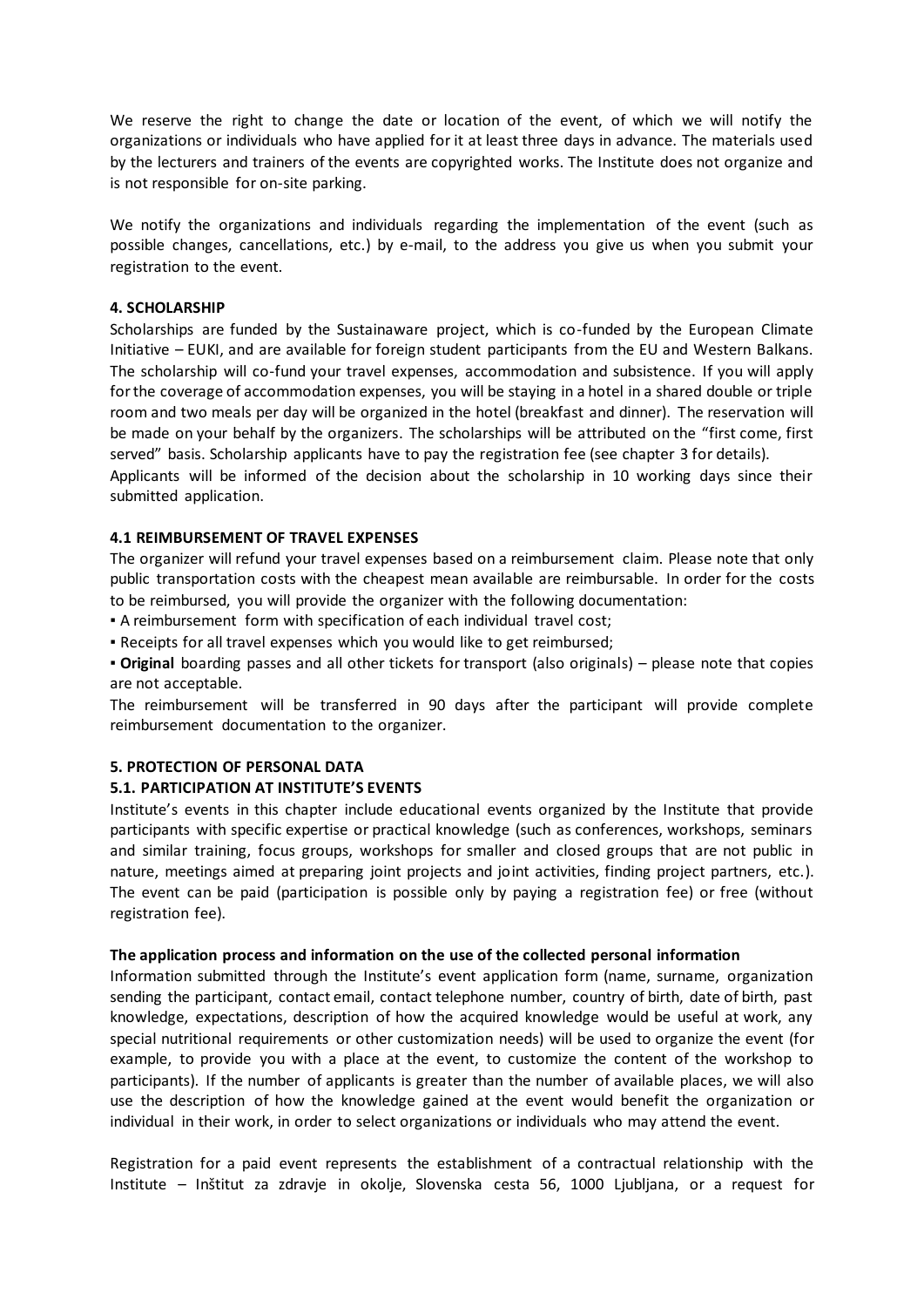We reserve the right to change the date or location of the event, of which we will notify the organizations or individuals who have applied for it at least three days in advance. The materials used by the lecturers and trainers of the events are copyrighted works. The Institute does not organize and is not responsible for on-site parking.

We notify the organizations and individuals regarding the implementation of the event (such as possible changes, cancellations, etc.) by e-mail, to the address you give us when you submit your registration to the event.

## 4. SCHOLARSHIP

Scholarships are funded by the Sustainaware project, which is co-funded by the European Climate Initiative – EUKI, and are available for foreign student participants from the EU and Western Balkans. The scholarship will co-fund your travel expenses, accommodation and subsistence. If you will apply for the coverage of accommodation expenses, you will be staying in a hotel in a shared double or triple room and two meals per day will be organized in the hotel (breakfast and dinner). The reservation will be made on your behalf by the organizers. The scholarships will be attributed on the "first come, first served" basis. Scholarship applicants have to pay the registration fee (see chapter 3 for details).
Applicants will be informed of the decision about the scholarship in 10 working days since their submitted application.

### 4.1 REIMBURSEMENT OF TRAVEL EXPENSES

The organizer will refund your travel expenses based on a reimbursement claim. Please note that only public transportation costs with the cheapest mean available are reimbursable. In order for the costs to be reimbursed, you will provide the organizer with the following documentation:

- A reimbursement form with specification of each individual travel cost;
- Receipts for all travel expenses which you would like to get reimbursed;
- **Original** boarding passes and all other tickets for transport (also originals) – please note that copies are not acceptable.

The reimbursement will be transferred in 90 days after the participant will provide complete reimbursement documentation to the organizer.

## 5. PROTECTION OF PERSONAL DATA

### 5.1. PARTICIPATION AT INSTITUTE'S EVENTS

Institute's events in this chapter include educational events organized by the Institute that provide participants with specific expertise or practical knowledge (such as conferences, workshops, seminars and similar training, focus groups, workshops for smaller and closed groups that are not public in nature, meetings aimed at preparing joint projects and joint activities, finding project partners, etc.). The event can be paid (participation is possible only by paying a registration fee) or free (without registration fee).

**The application process and information on the use of the collected personal information**

Information submitted through the Institute's event application form (name, surname, organization sending the participant, contact email, contact telephone number, country of birth, date of birth, past knowledge, expectations, description of how the acquired knowledge would be useful at work, any special nutritional requirements or other customization needs) will be used to organize the event (for example, to provide you with a place at the event, to customize the content of the workshop to participants). If the number of applicants is greater than the number of available places, we will also use the description of how the knowledge gained at the event would benefit the organization or individual in their work, in order to select organizations or individuals who may attend the event.

Registration for a paid event represents the establishment of a contractual relationship with the Institute – Inštitut za zdravje in okolje, Slovenska cesta 56, 1000 Ljubljana, or a request for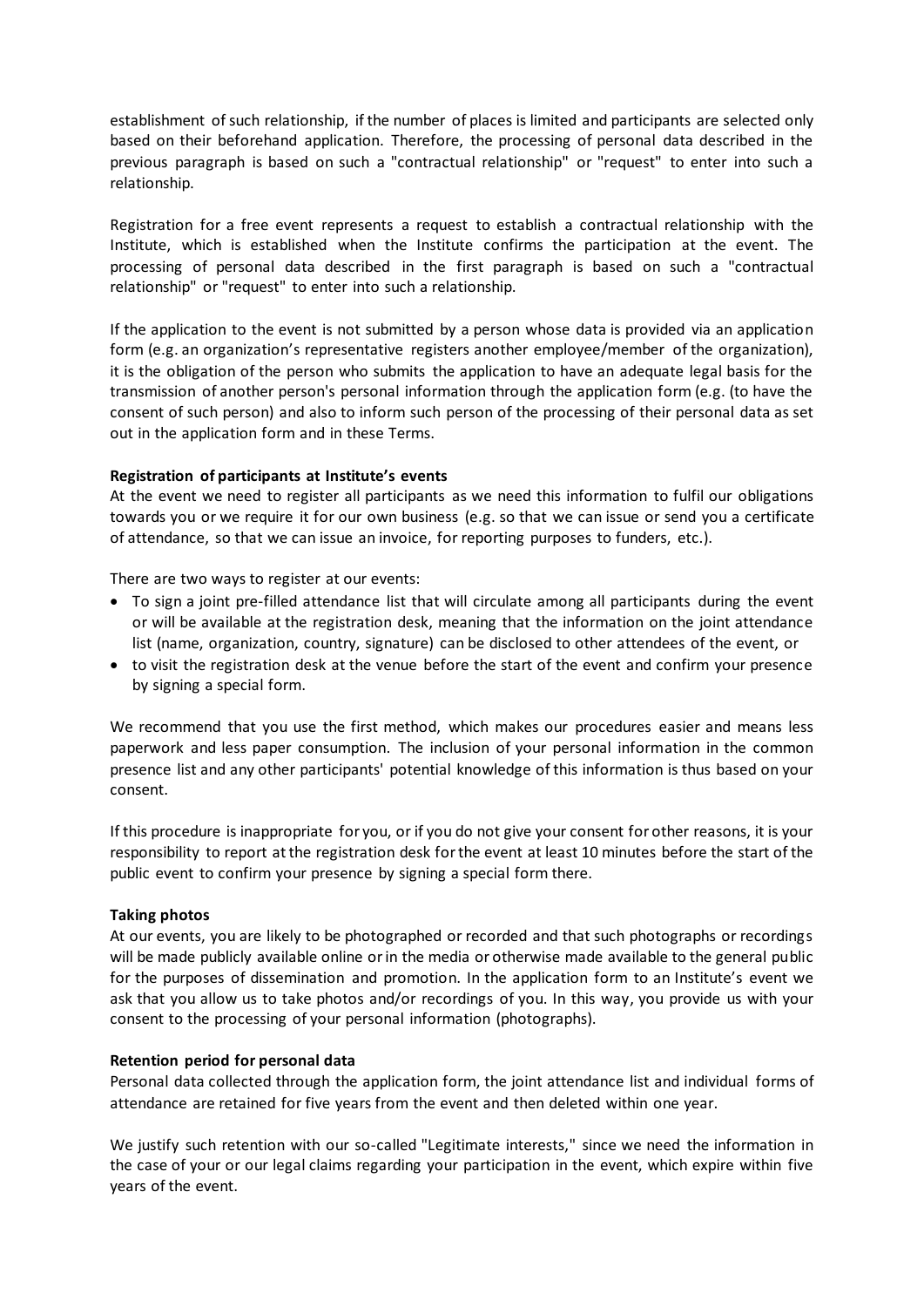establishment of such relationship, if the number of places is limited and participants are selected only based on their beforehand application. Therefore, the processing of personal data described in the previous paragraph is based on such a "contractual relationship" or "request" to enter into such a relationship.

Registration for a free event represents a request to establish a contractual relationship with the Institute, which is established when the Institute confirms the participation at the event. The processing of personal data described in the first paragraph is based on such a "contractual relationship" or "request" to enter into such a relationship.

If the application to the event is not submitted by a person whose data is provided via an application form (e.g. an organization's representative registers another employee/member of the organization), it is the obligation of the person who submits the application to have an adequate legal basis for the transmission of another person's personal information through the application form (e.g. (to have the consent of such person) and also to inform such person of the processing of their personal data as set out in the application form and in these Terms.

**Registration of participants at Institute's events**

At the event we need to register all participants as we need this information to fulfil our obligations towards you or we require it for our own business (e.g. so that we can issue or send you a certificate of attendance, so that we can issue an invoice, for reporting purposes to funders, etc.).

There are two ways to register at our events:

- To sign a joint pre-filled attendance list that will circulate among all participants during the event or will be available at the registration desk, meaning that the information on the joint attendance list (name, organization, country, signature) can be disclosed to other attendees of the event, or
- to visit the registration desk at the venue before the start of the event and confirm your presence by signing a special form.

We recommend that you use the first method, which makes our procedures easier and means less paperwork and less paper consumption. The inclusion of your personal information in the common presence list and any other participants' potential knowledge of this information is thus based on your consent.

If this procedure is inappropriate for you, or if you do not give your consent for other reasons, it is your responsibility to report at the registration desk for the event at least 10 minutes before the start of the public event to confirm your presence by signing a special form there.

**Taking photos**

At our events, you are likely to be photographed or recorded and that such photographs or recordings will be made publicly available online or in the media or otherwise made available to the general public for the purposes of dissemination and promotion. In the application form to an Institute's event we ask that you allow us to take photos and/or recordings of you. In this way, you provide us with your consent to the processing of your personal information (photographs).

**Retention period for personal data**

Personal data collected through the application form, the joint attendance list and individual forms of attendance are retained for five years from the event and then deleted within one year.

We justify such retention with our so-called "Legitimate interests," since we need the information in the case of your or our legal claims regarding your participation in the event, which expire within five years of the event.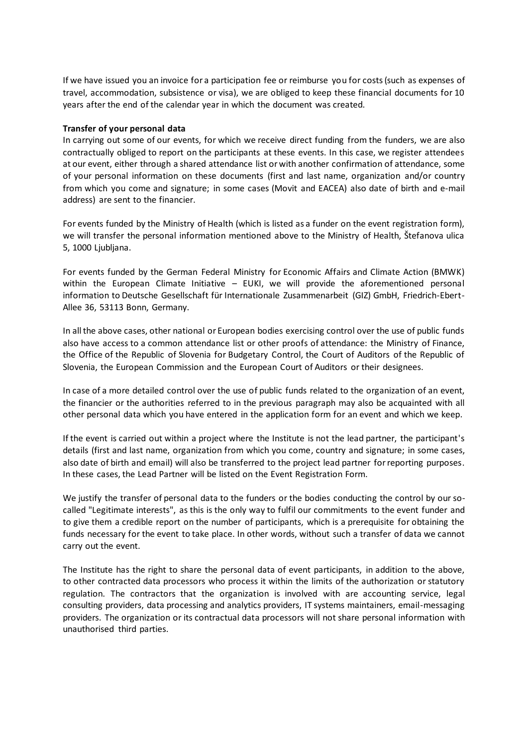If we have issued you an invoice for a participation fee or reimburse you for costs (such as expenses of travel, accommodation, subsistence or visa), we are obliged to keep these financial documents for 10 years after the end of the calendar year in which the document was created.

**Transfer of your personal data**

In carrying out some of our events, for which we receive direct funding from the funders, we are also contractually obliged to report on the participants at these events. In this case, we register attendees at our event, either through a shared attendance list or with another confirmation of attendance, some of your personal information on these documents (first and last name, organization and/or country from which you come and signature; in some cases (Movit and EACEA) also date of birth and e-mail address) are sent to the financier.

For events funded by the Ministry of Health (which is listed as a funder on the event registration form), we will transfer the personal information mentioned above to the Ministry of Health, Štefanova ulica 5, 1000 Ljubljana.

For events funded by the German Federal Ministry for Economic Affairs and Climate Action (BMWK) within the European Climate Initiative – EUKI, we will provide the aforementioned personal information to Deutsche Gesellschaft für Internationale Zusammenarbeit (GIZ) GmbH, Friedrich-Ebert-Allee 36, 53113 Bonn, Germany.

In all the above cases, other national or European bodies exercising control over the use of public funds also have access to a common attendance list or other proofs of attendance: the Ministry of Finance, the Office of the Republic of Slovenia for Budgetary Control, the Court of Auditors of the Republic of Slovenia, the European Commission and the European Court of Auditors or their designees.

In case of a more detailed control over the use of public funds related to the organization of an event, the financier or the authorities referred to in the previous paragraph may also be acquainted with all other personal data which you have entered in the application form for an event and which we keep.

If the event is carried out within a project where the Institute is not the lead partner, the participant's details (first and last name, organization from which you come, country and signature; in some cases, also date of birth and email) will also be transferred to the project lead partner for reporting purposes. In these cases, the Lead Partner will be listed on the Event Registration Form.

We justify the transfer of personal data to the funders or the bodies conducting the control by our so-called "Legitimate interests", as this is the only way to fulfil our commitments to the event funder and to give them a credible report on the number of participants, which is a prerequisite for obtaining the funds necessary for the event to take place. In other words, without such a transfer of data we cannot carry out the event.

The Institute has the right to share the personal data of event participants, in addition to the above, to other contracted data processors who process it within the limits of the authorization or statutory regulation. The contractors that the organization is involved with are accounting service, legal consulting providers, data processing and analytics providers, IT systems maintainers, email-messaging providers. The organization or its contractual data processors will not share personal information with unauthorised third parties.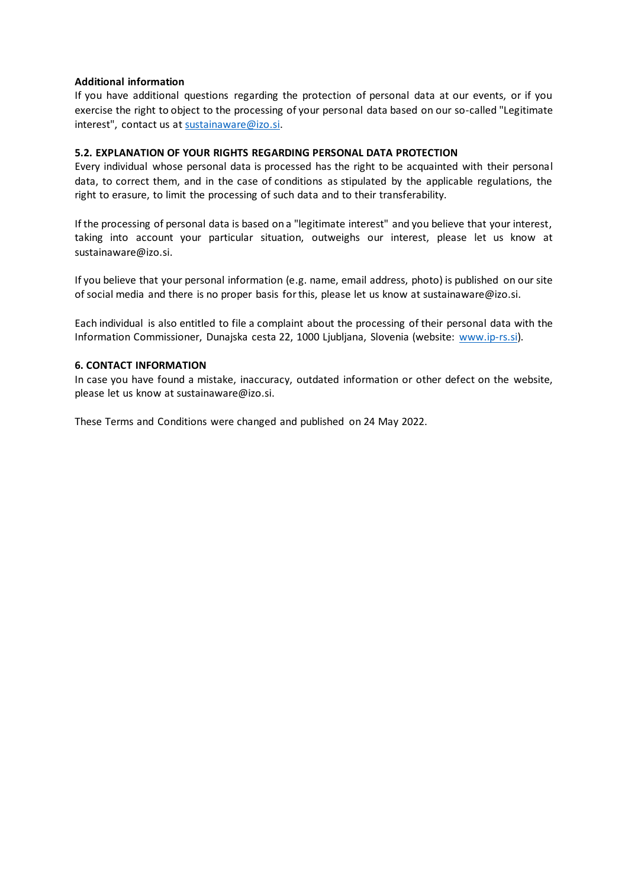**Additional information**

If you have additional questions regarding the protection of personal data at our events, or if you exercise the right to object to the processing of your personal data based on our so-called "Legitimate interest", contact us at sustainaware@izo.si.

**5.2. EXPLANATION OF YOUR RIGHTS REGARDING PERSONAL DATA PROTECTION**

Every individual whose personal data is processed has the right to be acquainted with their personal data, to correct them, and in the case of conditions as stipulated by the applicable regulations, the right to erasure, to limit the processing of such data and to their transferability.

If the processing of personal data is based on a "legitimate interest" and you believe that your interest, taking into account your particular situation, outweighs our interest, please let us know at sustainaware@izo.si.

If you believe that your personal information (e.g. name, email address, photo) is published on our site of social media and there is no proper basis for this, please let us know at sustainaware@izo.si.

Each individual is also entitled to file a complaint about the processing of their personal data with the Information Commissioner, Dunajska cesta 22, 1000 Ljubljana, Slovenia (website: www.ip-rs.si).

**6. CONTACT INFORMATION**

In case you have found a mistake, inaccuracy, outdated information or other defect on the website, please let us know at sustainaware@izo.si.

These Terms and Conditions were changed and published on 24 May 2022.